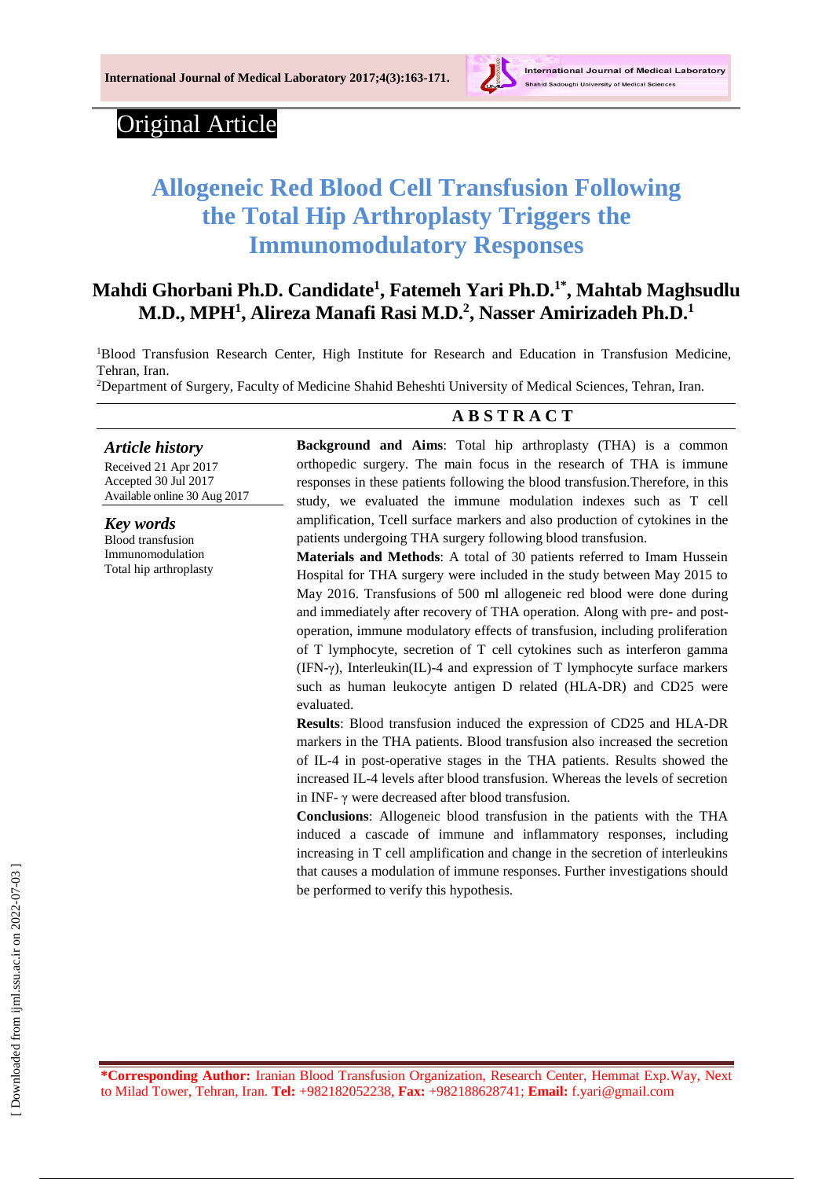Original Article

# Allogeneic Red Blood Cell Transfusion Following the Total Hip Arthroplasty Triggers the Immunomodulatory Responses

**Mahdi Ghorbani Ph.D. Candidate[1], Fatemeh Yari Ph.D.[1*], Mahtab Maghsudlu M.D., MPH[1], Alireza Manafi Rasi M.D.[2], Nasser Amirizadeh Ph.D.[1]**

[1]Blood Transfusion Research Center, High Institute for Research and Education in Transfusion Medicine, Tehran, Iran.
[2]Department of Surgery, Faculty of Medicine Shahid Beheshti University of Medical Sciences, Tehran, Iran.

## ABSTRACT

***Article history***
Received 21 Apr 2017
Accepted 30 Jul 2017
Available online 30 Aug 2017

***Key words***
Blood transfusion
Immunomodulation
Total hip arthroplasty

**Background and Aims**: Total hip arthroplasty (THA) is a common orthopedic surgery. The main focus in the research of THA is immune responses in these patients following the blood transfusion.Therefore, in this study, we evaluated the immune modulation indexes such as T cell amplification, Tcell surface markers and also production of cytokines in the patients undergoing THA surgery following blood transfusion.

**Materials and Methods**: A total of 30 patients referred to Imam Hussein Hospital for THA surgery were included in the study between May 2015 to May 2016. Transfusions of 500 ml allogeneic red blood were done during and immediately after recovery of THA operation. Along with pre- and post-operation, immune modulatory effects of transfusion, including proliferation of T lymphocyte, secretion of T cell cytokines such as interferon gamma (IFN-γ), Interleukin(IL)-4 and expression of T lymphocyte surface markers such as human leukocyte antigen D related (HLA-DR) and CD25 were evaluated.

**Results**: Blood transfusion induced the expression of CD25 and HLA-DR markers in the THA patients. Blood transfusion also increased the secretion of IL-4 in post-operative stages in the THA patients. Results showed the increased IL-4 levels after blood transfusion. Whereas the levels of secretion in INF- γ were decreased after blood transfusion.

**Conclusions**: Allogeneic blood transfusion in the patients with the THA induced a cascade of immune and inflammatory responses, including increasing in T cell amplification and change in the secretion of interleukins that causes a modulation of immune responses. Further investigations should be performed to verify this hypothesis.

***Corresponding Author:** Iranian Blood Transfusion Organization, Research Center, Hemmat Exp.Way, Next to Milad Tower, Tehran, Iran. **Tel:** +982182052238, **Fax:** +982188628741; **Email:** f.yari@gmail.com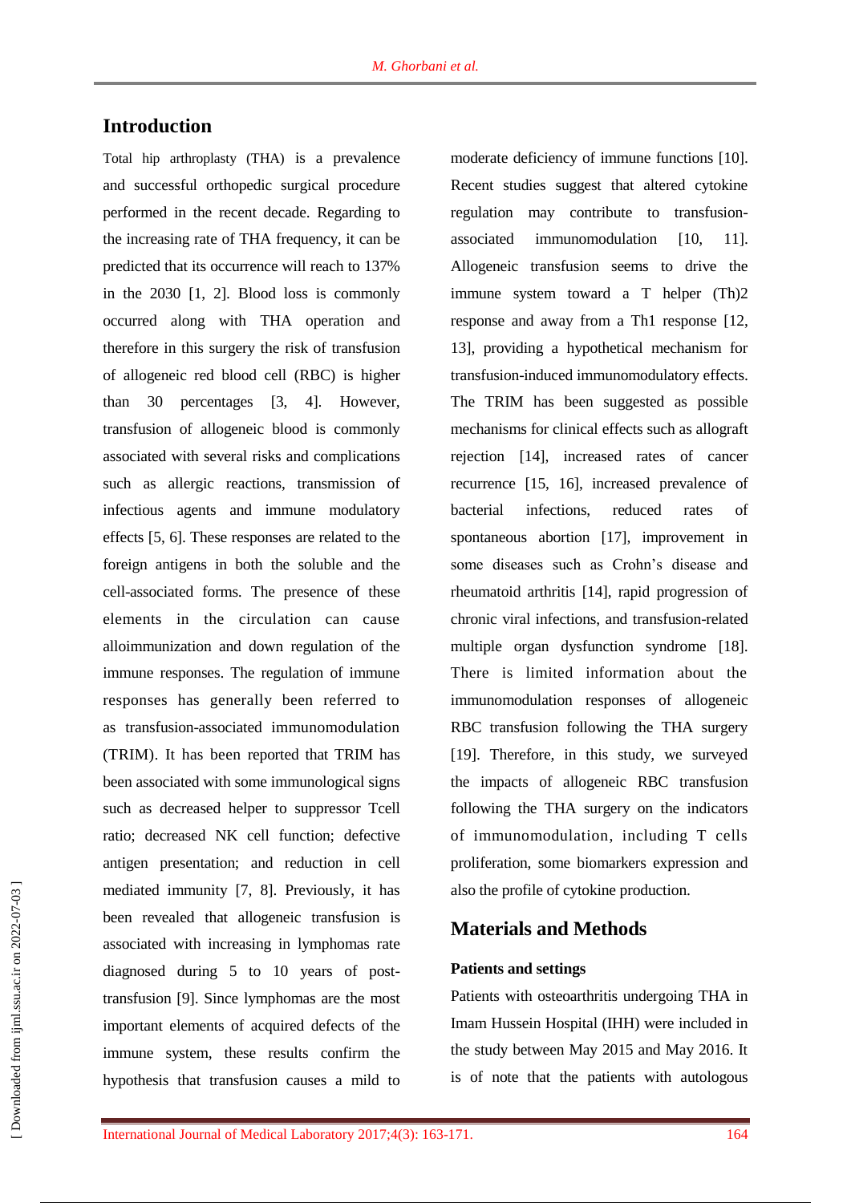## Introduction

Total hip arthroplasty (THA) is a prevalence and successful orthopedic surgical procedure performed in the recent decade. Regarding to the increasing rate of THA frequency, it can be predicted that its occurrence will reach to 137% in the 2030 [1, 2]. Blood loss is commonly occurred along with THA operation and therefore in this surgery the risk of transfusion of allogeneic red blood cell (RBC) is higher than 30 percentages [3, 4]. However, transfusion of allogeneic blood is commonly associated with several risks and complications such as allergic reactions, transmission of infectious agents and immune modulatory effects [5, 6]. These responses are related to the foreign antigens in both the soluble and the cell-associated forms. The presence of these elements in the circulation can cause alloimmunization and down regulation of the immune responses. The regulation of immune responses has generally been referred to as transfusion-associated immunomodulation (TRIM). It has been reported that TRIM has been associated with some immunological signs such as decreased helper to suppressor Tcell ratio; decreased NK cell function; defective antigen presentation; and reduction in cell mediated immunity [7, 8]. Previously, it has been revealed that allogeneic transfusion is associated with increasing in lymphomas rate diagnosed during 5 to 10 years of post-transfusion [9]. Since lymphomas are the most important elements of acquired defects of the immune system, these results confirm the hypothesis that transfusion causes a mild to moderate deficiency of immune functions [10]. Recent studies suggest that altered cytokine regulation may contribute to transfusion-associated immunomodulation [10, 11]. Allogeneic transfusion seems to drive the immune system toward a T helper (Th)2 response and away from a Th1 response [12, 13], providing a hypothetical mechanism for transfusion-induced immunomodulatory effects. The TRIM has been suggested as possible mechanisms for clinical effects such as allograft rejection [14], increased rates of cancer recurrence [15, 16], increased prevalence of bacterial infections, reduced rates of spontaneous abortion [17], improvement in some diseases such as Crohn's disease and rheumatoid arthritis [14], rapid progression of chronic viral infections, and transfusion-related multiple organ dysfunction syndrome [18]. There is limited information about the immunomodulation responses of allogeneic RBC transfusion following the THA surgery [19]. Therefore, in this study, we surveyed the impacts of allogeneic RBC transfusion following the THA surgery on the indicators of immunomodulation, including T cells proliferation, some biomarkers expression and also the profile of cytokine production.

## Materials and Methods

### Patients and settings

Patients with osteoarthritis undergoing THA in Imam Hussein Hospital (IHH) were included in the study between May 2015 and May 2016. It is of note that the patients with autologous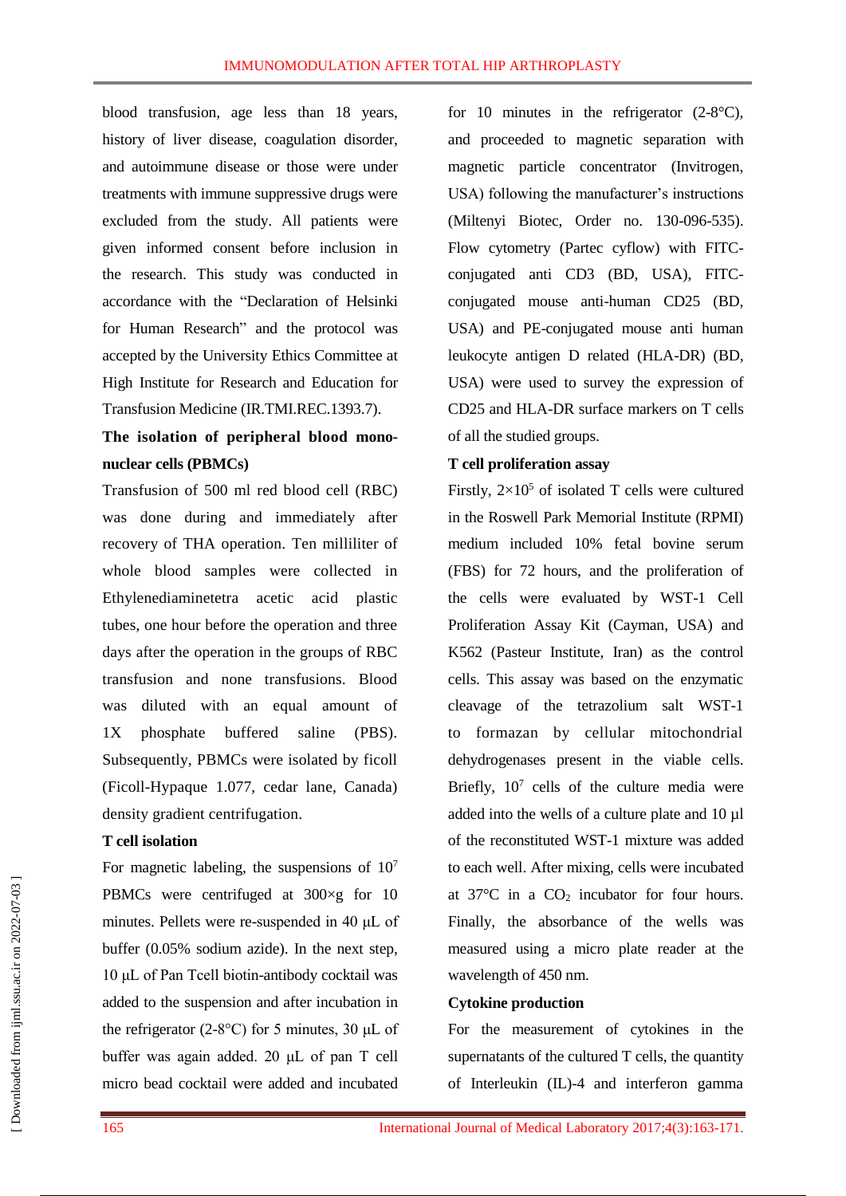blood transfusion, age less than 18 years, history of liver disease, coagulation disorder, and autoimmune disease or those were under treatments with immune suppressive drugs were excluded from the study. All patients were given informed consent before inclusion in the research. This study was conducted in accordance with the "Declaration of Helsinki for Human Research" and the protocol was accepted by the University Ethics Committee at High Institute for Research and Education for Transfusion Medicine (IR.TMI.REC.1393.7).

**The isolation of peripheral blood mono-nuclear cells (PBMCs)**

Transfusion of 500 ml red blood cell (RBC) was done during and immediately after recovery of THA operation. Ten milliliter of whole blood samples were collected in Ethylenediaminetetra acetic acid plastic tubes, one hour before the operation and three days after the operation in the groups of RBC transfusion and none transfusions. Blood was diluted with an equal amount of 1X phosphate buffered saline (PBS). Subsequently, PBMCs were isolated by ficoll (Ficoll-Hypaque 1.077, cedar lane, Canada) density gradient centrifugation.

**T cell isolation**

For magnetic labeling, the suspensions of $10^7$ PBMCs were centrifuged at 300×g for 10 minutes. Pellets were re-suspended in 40 μL of buffer (0.05% sodium azide). In the next step, 10 μL of Pan Tcell biotin-antibody cocktail was added to the suspension and after incubation in the refrigerator (2-8°C) for 5 minutes, 30 μL of buffer was again added. 20 μL of pan T cell micro bead cocktail were added and incubated for 10 minutes in the refrigerator (2-8°C), and proceeded to magnetic separation with magnetic particle concentrator (Invitrogen, USA) following the manufacturer's instructions (Miltenyi Biotec, Order no. 130-096-535). Flow cytometry (Partec cyflow) with FITC-conjugated anti CD3 (BD, USA), FITC-conjugated mouse anti-human CD25 (BD, USA) and PE-conjugated mouse anti human leukocyte antigen D related (HLA-DR) (BD, USA) were used to survey the expression of CD25 and HLA-DR surface markers on T cells of all the studied groups.

**T cell proliferation assay**

Firstly, $2\times10^5$ of isolated T cells were cultured in the Roswell Park Memorial Institute (RPMI) medium included 10% fetal bovine serum (FBS) for 72 hours, and the proliferation of the cells were evaluated by WST-1 Cell Proliferation Assay Kit (Cayman, USA) and K562 (Pasteur Institute, Iran) as the control cells. This assay was based on the enzymatic cleavage of the tetrazolium salt WST-1 to formazan by cellular mitochondrial dehydrogenases present in the viable cells. Briefly, $10^7$ cells of the culture media were added into the wells of a culture plate and 10 µl of the reconstituted WST-1 mixture was added to each well. After mixing, cells were incubated at 37°C in a $CO_2$ incubator for four hours. Finally, the absorbance of the wells was measured using a micro plate reader at the wavelength of 450 nm.

**Cytokine production**

For the measurement of cytokines in the supernatants of the cultured T cells, the quantity of Interleukin (IL)-4 and interferon gamma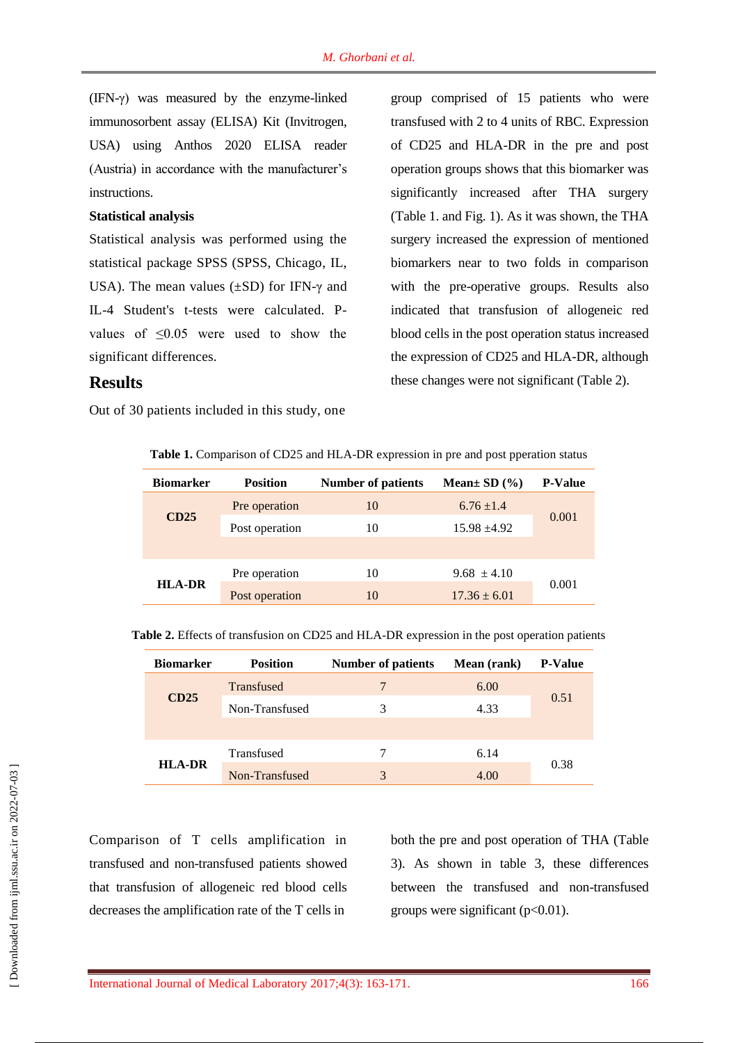(IFN-γ) was measured by the enzyme-linked immunosorbent assay (ELISA) Kit (Invitrogen, USA) using Anthos 2020 ELISA reader (Austria) in accordance with the manufacturer's instructions.

**Statistical analysis**

Statistical analysis was performed using the statistical package SPSS (SPSS, Chicago, IL, USA). The mean values (±SD) for IFN-γ and IL-4 Student's t-tests were calculated. P-values of ≤0.05 were used to show the significant differences.

## Results

Out of 30 patients included in this study, one group comprised of 15 patients who were transfused with 2 to 4 units of RBC. Expression of CD25 and HLA-DR in the pre and post operation groups shows that this biomarker was significantly increased after THA surgery (Table 1. and Fig. 1). As it was shown, the THA surgery increased the expression of mentioned biomarkers near to two folds in comparison with the pre-operative groups. Results also indicated that transfusion of allogeneic red blood cells in the post operation status increased the expression of CD25 and HLA-DR, although these changes were not significant (Table 2).

**Table 1.** Comparison of CD25 and HLA-DR expression in pre and post pperation status

| Biomarker | Position | Number of patients | Mean± SD (%) | P-Value |
|---|---|---|---|---|
| CD25 | Pre operation | 10 | 6.76 ±1.4 | 0.001 |
| | Post operation | 10 | 15.98 ±4.92 | |
| HLA-DR | Pre operation | 10 | 9.68 ± 4.10 | 0.001 |
| | Post operation | 10 | 17.36 ± 6.01 | |

**Table 2.** Effects of transfusion on CD25 and HLA-DR expression in the post operation patients

| Biomarker | Position | Number of patients | Mean (rank) | P-Value |
|---|---|---|---|---|
| CD25 | Transfused | 7 | 6.00 | 0.51 |
| | Non-Transfused | 3 | 4.33 | |
| HLA-DR | Transfused | 7 | 6.14 | 0.38 |
| | Non-Transfused | 3 | 4.00 | |

Comparison of T cells amplification in transfused and non-transfused patients showed that transfusion of allogeneic red blood cells decreases the amplification rate of the T cells in both the pre and post operation of THA (Table 3). As shown in table 3, these differences between the transfused and non-transfused groups were significant (p<0.01).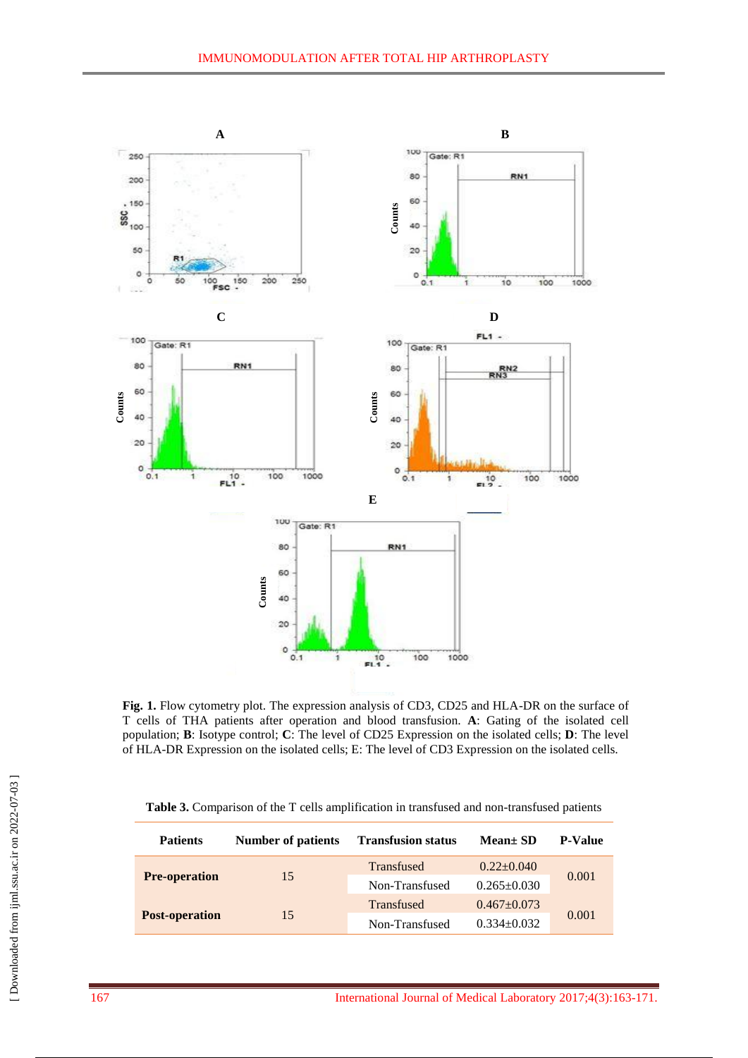**Fig. 1.** Flow cytometry plot. The expression analysis of CD3, CD25 and HLA-DR on the surface of T cells of THA patients after operation and blood transfusion. **A**: Gating of the isolated cell population; **B**: Isotype control; **C**: The level of CD25 Expression on the isolated cells; **D**: The level of HLA-DR Expression on the isolated cells; E: The level of CD3 Expression on the isolated cells.

**Table 3.** Comparison of the T cells amplification in transfused and non-transfused patients

| Patients | Number of patients | Transfusion status | Mean± SD | P-Value |
|---|---|---|---|---|
| **Pre-operation** | 15 | Transfused | 0.22±0.040 | 0.001 |
| | | Non-Transfused | 0.265±0.030 | |
| **Post-operation** | 15 | Transfused | 0.467±0.073 | 0.001 |
| | | Non-Transfused | 0.334±0.032 | |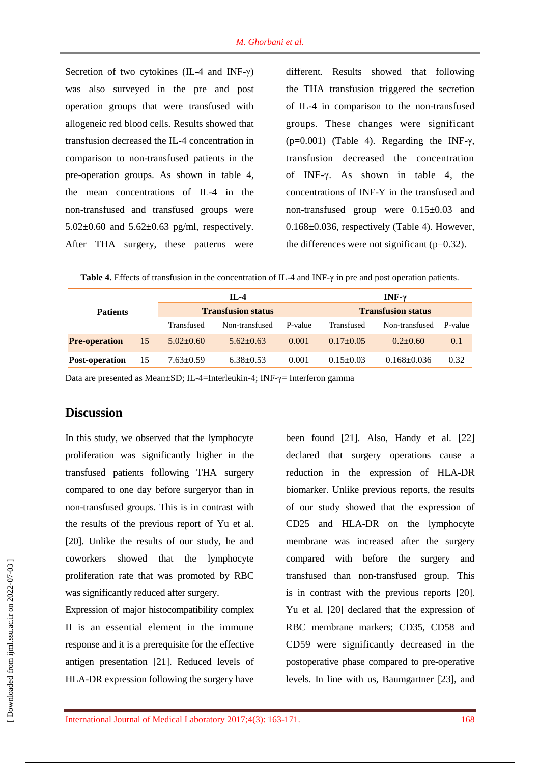Secretion of two cytokines (IL-4 and INF-γ) was also surveyed in the pre and post operation groups that were transfused with allogeneic red blood cells. Results showed that transfusion decreased the IL-4 concentration in comparison to non-transfused patients in the pre-operation groups. As shown in table 4, the mean concentrations of IL-4 in the non-transfused and transfused groups were 5.02±0.60 and 5.62±0.63 pg/ml, respectively. After THA surgery, these patterns were different. Results showed that following the THA transfusion triggered the secretion of IL-4 in comparison to the non-transfused groups. These changes were significant (p=0.001) (Table 4). Regarding the INF-γ, transfusion decreased the concentration of INF-γ. As shown in table 4, the concentrations of INF-Y in the transfused and non-transfused group were 0.15±0.03 and 0.168±0.036, respectively (Table 4). However, the differences were not significant (p=0.32).

**Table 4.** Effects of transfusion in the concentration of IL-4 and INF-γ in pre and post operation patients.

| Patients | | IL-4 | | | INF-γ | | |
|---|---|---|---|---|---|---|---|
| | | Transfusion status | | | Transfusion status | | |
| | | Transfused | Non-transfused | P-value | Transfused | Non-transfused | P-value |
| **Pre-operation** | 15 | 5.02±0.60 | 5.62±0.63 | 0.001 | 0.17±0.05 | 0.2±0.60 | 0.1 |
| **Post-operation** | 15 | 7.63±0.59 | 6.38±0.53 | 0.001 | 0.15±0.03 | 0.168±0.036 | 0.32 |

Data are presented as Mean±SD; IL-4=Interleukin-4; INF-γ= Interferon gamma

## Discussion

In this study, we observed that the lymphocyte proliferation was significantly higher in the transfused patients following THA surgery compared to one day before surgeryor than in non-transfused groups. This is in contrast with the results of the previous report of Yu et al. [20]. Unlike the results of our study, he and coworkers showed that the lymphocyte proliferation rate that was promoted by RBC was significantly reduced after surgery.

Expression of major histocompatibility complex II is an essential element in the immune response and it is a prerequisite for the effective antigen presentation [21]. Reduced levels of HLA-DR expression following the surgery have been found [21]. Also, Handy et al. [22] declared that surgery operations cause a reduction in the expression of HLA-DR biomarker. Unlike previous reports, the results of our study showed that the expression of CD25 and HLA-DR on the lymphocyte membrane was increased after the surgery compared with before the surgery and transfused than non-transfused group. This is in contrast with the previous reports [20]. Yu et al. [20] declared that the expression of RBC membrane markers; CD35, CD58 and CD59 were significantly decreased in the postoperative phase compared to pre-operative levels. In line with us, Baumgartner [23], and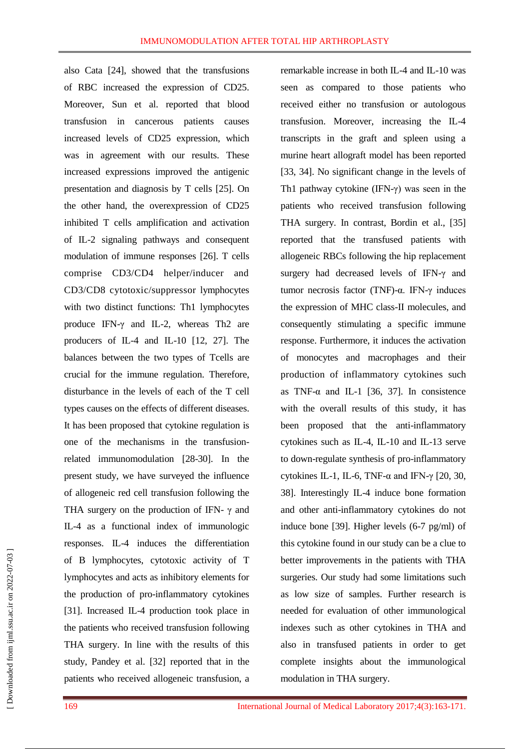also Cata [24], showed that the transfusions of RBC increased the expression of CD25. Moreover, Sun et al. reported that blood transfusion in cancerous patients causes increased levels of CD25 expression, which was in agreement with our results. These increased expressions improved the antigenic presentation and diagnosis by T cells [25]. On the other hand, the overexpression of CD25 inhibited T cells amplification and activation of IL-2 signaling pathways and consequent modulation of immune responses [26]. T cells comprise CD3/CD4 helper/inducer and CD3/CD8 cytotoxic/suppressor lymphocytes with two distinct functions: Th1 lymphocytes produce IFN-γ and IL-2, whereas Th2 are producers of IL-4 and IL-10 [12, 27]. The balances between the two types of Tcells are crucial for the immune regulation. Therefore, disturbance in the levels of each of the T cell types causes on the effects of different diseases. It has been proposed that cytokine regulation is one of the mechanisms in the transfusion-related immunomodulation [28-30]. In the present study, we have surveyed the influence of allogeneic red cell transfusion following the THA surgery on the production of IFN- γ and IL-4 as a functional index of immunologic responses. IL-4 induces the differentiation of B lymphocytes, cytotoxic activity of T lymphocytes and acts as inhibitory elements for the production of pro-inflammatory cytokines [31]. Increased IL-4 production took place in the patients who received transfusion following THA surgery. In line with the results of this study, Pandey et al. [32] reported that in the patients who received allogeneic transfusion, a remarkable increase in both IL-4 and IL-10 was seen as compared to those patients who received either no transfusion or autologous transfusion. Moreover, increasing the IL-4 transcripts in the graft and spleen using a murine heart allograft model has been reported [33, 34]. No significant change in the levels of Th1 pathway cytokine (IFN-γ) was seen in the patients who received transfusion following THA surgery. In contrast, Bordin et al., [35] reported that the transfused patients with allogeneic RBCs following the hip replacement surgery had decreased levels of IFN-γ and tumor necrosis factor (TNF)-α. IFN-γ induces the expression of MHC class-II molecules, and consequently stimulating a specific immune response. Furthermore, it induces the activation of monocytes and macrophages and their production of inflammatory cytokines such as TNF-α and IL-1 [36, 37]. In consistence with the overall results of this study, it has been proposed that the anti-inflammatory cytokines such as IL-4, IL-10 and IL-13 serve to down-regulate synthesis of pro-inflammatory cytokines IL-1, IL-6, TNF-α and IFN-γ [20, 30, 38]. Interestingly IL-4 induce bone formation and other anti-inflammatory cytokines do not induce bone [39]. Higher levels (6-7 pg/ml) of this cytokine found in our study can be a clue to better improvements in the patients with THA surgeries. Our study had some limitations such as low size of samples. Further research is needed for evaluation of other immunological indexes such as other cytokines in THA and also in transfused patients in order to get complete insights about the immunological modulation in THA surgery.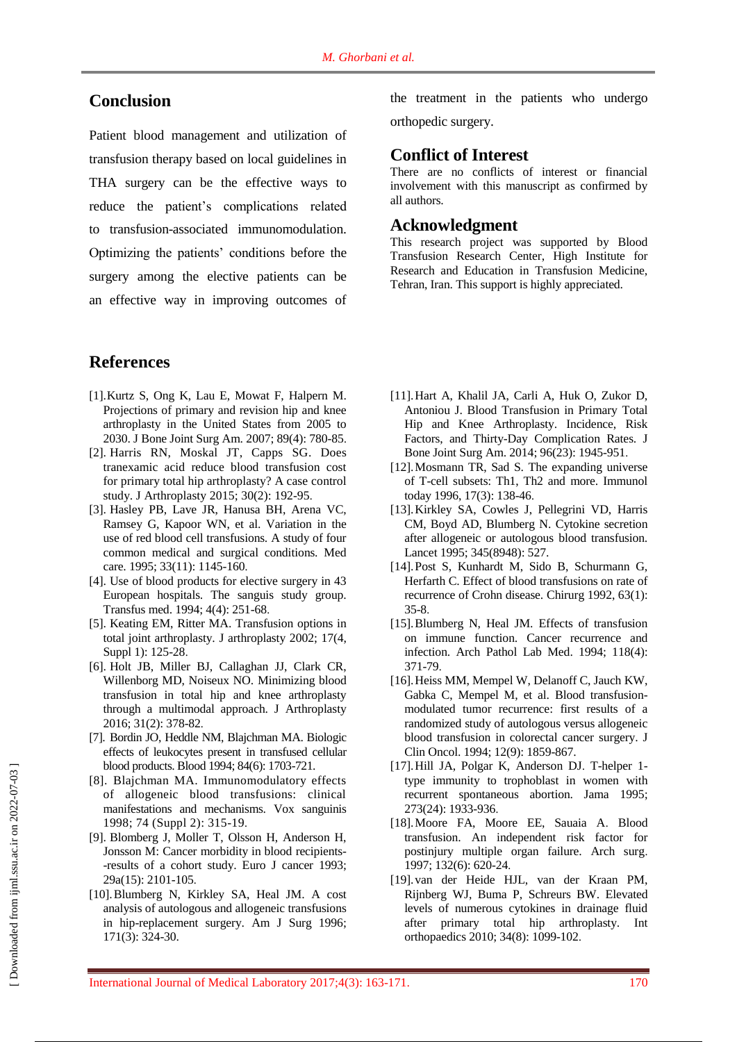## Conclusion

Patient blood management and utilization of transfusion therapy based on local guidelines in THA surgery can be the effective ways to reduce the patient's complications related to transfusion-associated immunomodulation. Optimizing the patients' conditions before the surgery among the elective patients can be an effective way in improving outcomes of the treatment in the patients who undergo orthopedic surgery.

## Conflict of Interest

There are no conflicts of interest or financial involvement with this manuscript as confirmed by all authors.

## Acknowledgment

This research project was supported by Blood Transfusion Research Center, High Institute for Research and Education in Transfusion Medicine, Tehran, Iran. This support is highly appreciated.

## References

[1]. Kurtz S, Ong K, Lau E, Mowat F, Halpern M. Projections of primary and revision hip and knee arthroplasty in the United States from 2005 to 2030. J Bone Joint Surg Am. 2007; 89(4): 780-85.

[2]. Harris RN, Moskal JT, Capps SG. Does tranexamic acid reduce blood transfusion cost for primary total hip arthroplasty? A case control study. J Arthroplasty 2015; 30(2): 192-95.

[3]. Hasley PB, Lave JR, Hanusa BH, Arena VC, Ramsey G, Kapoor WN, et al. Variation in the use of red blood cell transfusions. A study of four common medical and surgical conditions. Med care. 1995; 33(11): 1145-160.

[4]. Use of blood products for elective surgery in 43 European hospitals. The sanguis study group. Transfus med. 1994; 4(4): 251-68.

[5]. Keating EM, Ritter MA. Transfusion options in total joint arthroplasty. J arthroplasty 2002; 17(4, Suppl 1): 125-28.

[6]. Holt JB, Miller BJ, Callaghan JJ, Clark CR, Willenborg MD, Noiseux NO. Minimizing blood transfusion in total hip and knee arthroplasty through a multimodal approach. J Arthroplasty 2016; 31(2): 378-82.

[7]. Bordin JO, Heddle NM, Blajchman MA. Biologic effects of leukocytes present in transfused cellular blood products. Blood 1994; 84(6): 1703-721.

[8]. Blajchman MA. Immunomodulatory effects of allogeneic blood transfusions: clinical manifestations and mechanisms. Vox sanguinis 1998; 74 (Suppl 2): 315-19.

[9]. Blomberg J, Moller T, Olsson H, Anderson H, Jonsson M: Cancer morbidity in blood recipients--results of a cohort study. Euro J cancer 1993; 29a(15): 2101-105.

[10]. Blumberg N, Kirkley SA, Heal JM. A cost analysis of autologous and allogeneic transfusions in hip-replacement surgery. Am J Surg 1996; 171(3): 324-30.

[11]. Hart A, Khalil JA, Carli A, Huk O, Zukor D, Antoniou J. Blood Transfusion in Primary Total Hip and Knee Arthroplasty. Incidence, Risk Factors, and Thirty-Day Complication Rates. J Bone Joint Surg Am. 2014; 96(23): 1945-951.

[12]. Mosmann TR, Sad S. The expanding universe of T-cell subsets: Th1, Th2 and more. Immunol today 1996, 17(3): 138-46.

[13]. Kirkley SA, Cowles J, Pellegrini VD, Harris CM, Boyd AD, Blumberg N. Cytokine secretion after allogeneic or autologous blood transfusion. Lancet 1995; 345(8948): 527.

[14]. Post S, Kunhardt M, Sido B, Schurmann G, Herfarth C. Effect of blood transfusions on rate of recurrence of Crohn disease. Chirurg 1992, 63(1): 35-8.

[15]. Blumberg N, Heal JM. Effects of transfusion on immune function. Cancer recurrence and infection. Arch Pathol Lab Med. 1994; 118(4): 371-79.

[16]. Heiss MM, Mempel W, Delanoff C, Jauch KW, Gabka C, Mempel M, et al. Blood transfusion-modulated tumor recurrence: first results of a randomized study of autologous versus allogeneic blood transfusion in colorectal cancer surgery. J Clin Oncol. 1994; 12(9): 1859-867.

[17]. Hill JA, Polgar K, Anderson DJ. T-helper 1-type immunity to trophoblast in women with recurrent spontaneous abortion. Jama 1995; 273(24): 1933-936.

[18]. Moore FA, Moore EE, Sauaia A. Blood transfusion. An independent risk factor for postinjury multiple organ failure. Arch surg. 1997; 132(6): 620-24.

[19]. van der Heide HJL, van der Kraan PM, Rijnberg WJ, Buma P, Schreurs BW. Elevated levels of numerous cytokines in drainage fluid after primary total hip arthroplasty. Int orthopaedics 2010; 34(8): 1099-102.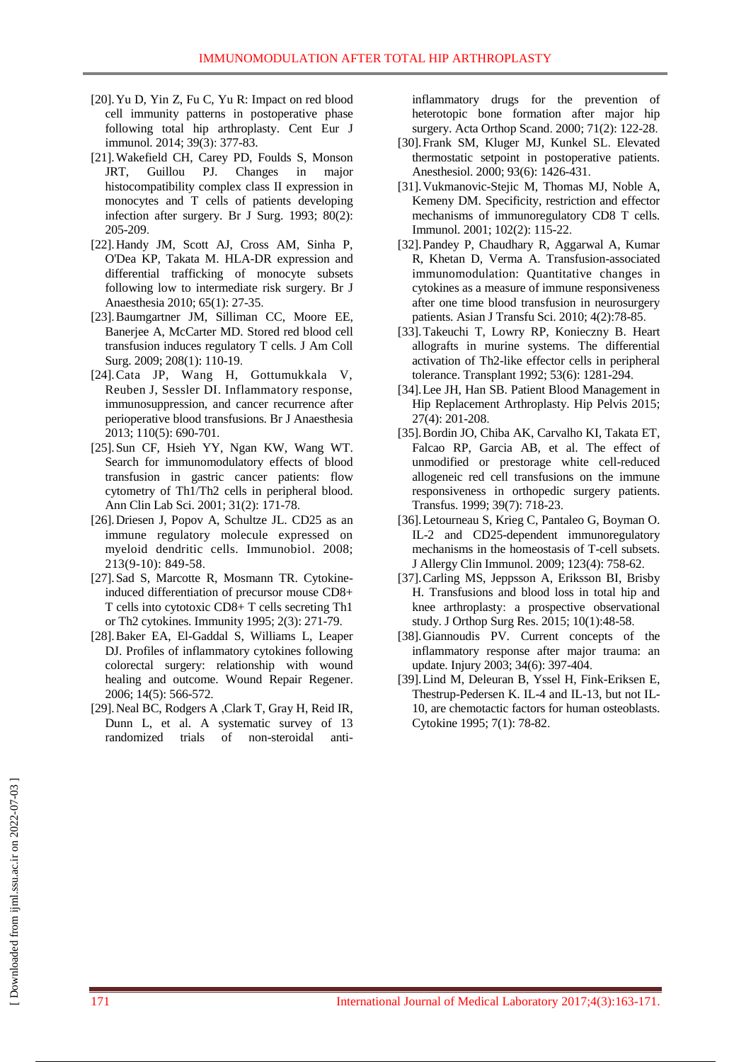[20]. Yu D, Yin Z, Fu C, Yu R: Impact on red blood cell immunity patterns in postoperative phase following total hip arthroplasty. Cent Eur J immunol. 2014; 39(3): 377-83.

[21]. Wakefield CH, Carey PD, Foulds S, Monson JRT, Guillou PJ. Changes in major histocompatibility complex class II expression in monocytes and T cells of patients developing infection after surgery. Br J Surg. 1993; 80(2): 205-209.

[22]. Handy JM, Scott AJ, Cross AM, Sinha P, O'Dea KP, Takata M. HLA-DR expression and differential trafficking of monocyte subsets following low to intermediate risk surgery. Br J Anaesthesia 2010; 65(1): 27-35.

[23]. Baumgartner JM, Silliman CC, Moore EE, Banerjee A, McCarter MD. Stored red blood cell transfusion induces regulatory T cells. J Am Coll Surg. 2009; 208(1): 110-19.

[24]. Cata JP, Wang H, Gottumukkala V, Reuben J, Sessler DI. Inflammatory response, immunosuppression, and cancer recurrence after perioperative blood transfusions. Br J Anaesthesia 2013; 110(5): 690-701.

[25]. Sun CF, Hsieh YY, Ngan KW, Wang WT. Search for immunomodulatory effects of blood transfusion in gastric cancer patients: flow cytometry of Th1/Th2 cells in peripheral blood. Ann Clin Lab Sci. 2001; 31(2): 171-78.

[26]. Driesen J, Popov A, Schultze JL. CD25 as an immune regulatory molecule expressed on myeloid dendritic cells. Immunobiol. 2008; 213(9-10): 849-58.

[27]. Sad S, Marcotte R, Mosmann TR. Cytokine-induced differentiation of precursor mouse CD8+ T cells into cytotoxic CD8+ T cells secreting Th1 or Th2 cytokines. Immunity 1995; 2(3): 271-79.

[28]. Baker EA, El-Gaddal S, Williams L, Leaper DJ. Profiles of inflammatory cytokines following colorectal surgery: relationship with wound healing and outcome. Wound Repair Regener. 2006; 14(5): 566-572.

[29]. Neal BC, Rodgers A ,Clark T, Gray H, Reid IR, Dunn L, et al. A systematic survey of 13 randomized trials of non-steroidal anti-inflammatory drugs for the prevention of heterotopic bone formation after major hip surgery. Acta Orthop Scand. 2000; 71(2): 122-28.

[30]. Frank SM, Kluger MJ, Kunkel SL. Elevated thermostatic setpoint in postoperative patients. Anesthesiol. 2000; 93(6): 1426-431.

[31]. Vukmanovic-Stejic M, Thomas MJ, Noble A, Kemeny DM. Specificity, restriction and effector mechanisms of immunoregulatory CD8 T cells. Immunol. 2001; 102(2): 115-22.

[32]. Pandey P, Chaudhary R, Aggarwal A, Kumar R, Khetan D, Verma A. Transfusion-associated immunomodulation: Quantitative changes in cytokines as a measure of immune responsiveness after one time blood transfusion in neurosurgery patients. Asian J Transfu Sci. 2010; 4(2):78-85.

[33]. Takeuchi T, Lowry RP, Konieczny B. Heart allografts in murine systems. The differential activation of Th2-like effector cells in peripheral tolerance. Transplant 1992; 53(6): 1281-294.

[34]. Lee JH, Han SB. Patient Blood Management in Hip Replacement Arthroplasty. Hip Pelvis 2015; 27(4): 201-208.

[35]. Bordin JO, Chiba AK, Carvalho KI, Takata ET, Falcao RP, Garcia AB, et al. The effect of unmodified or prestorage white cell-reduced allogeneic red cell transfusions on the immune responsiveness in orthopedic surgery patients. Transfus. 1999; 39(7): 718-23.

[36]. Letourneau S, Krieg C, Pantaleo G, Boyman O. IL-2 and CD25-dependent immunoregulatory mechanisms in the homeostasis of T-cell subsets. J Allergy Clin Immunol. 2009; 123(4): 758-62.

[37]. Carling MS, Jeppsson A, Eriksson BI, Brisby H. Transfusions and blood loss in total hip and knee arthroplasty: a prospective observational study. J Orthop Surg Res. 2015; 10(1):48-58.

[38]. Giannoudis PV. Current concepts of the inflammatory response after major trauma: an update. Injury 2003; 34(6): 397-404.

[39]. Lind M, Deleuran B, Yssel H, Fink-Eriksen E, Thestrup-Pedersen K. IL-4 and IL-13, but not IL-10, are chemotactic factors for human osteoblasts. Cytokine 1995; 7(1): 78-82.